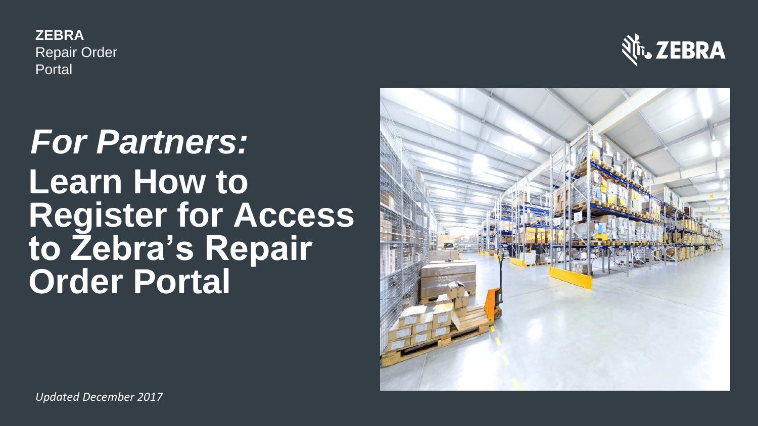**ZEBRA**
Repair Order
Portal

# *For Partners:* Learn How to Register for Access to Zebra's Repair Order Portal

*Updated December 2017*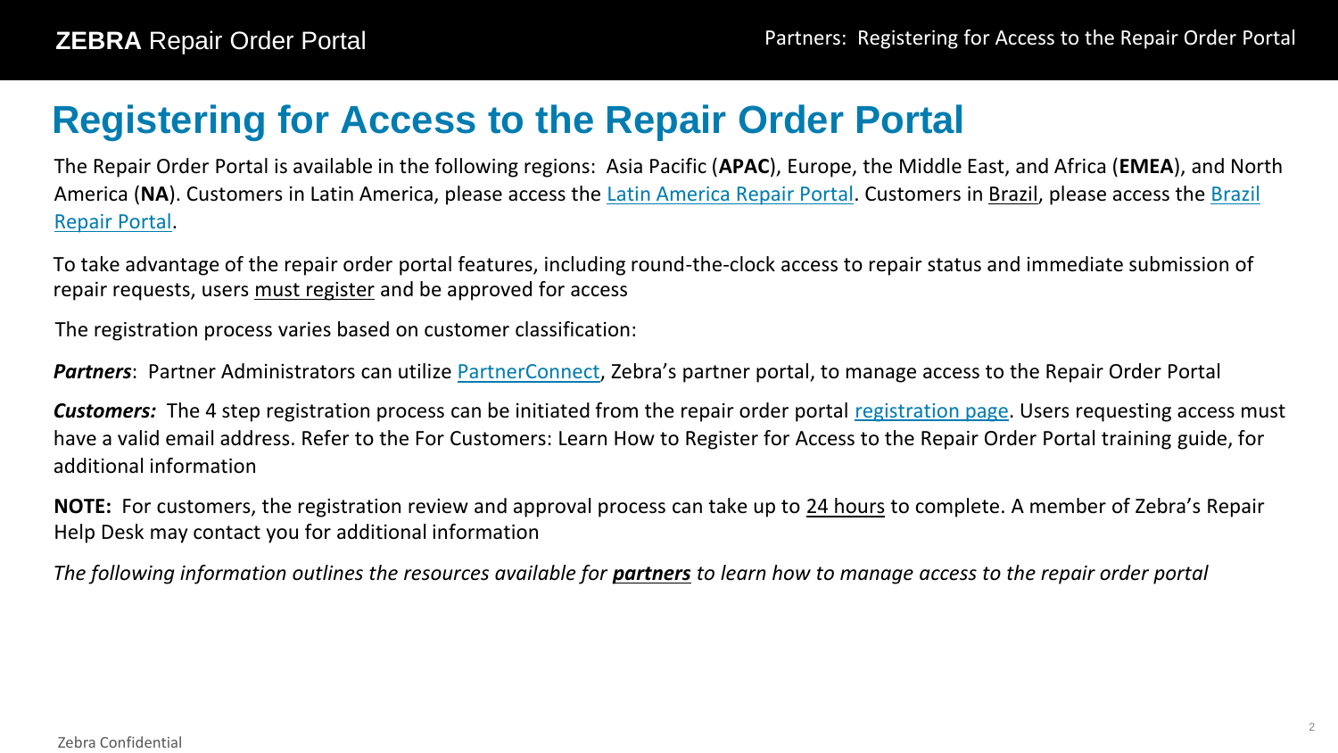# Registering for Access to the Repair Order Portal

The Repair Order Portal is available in the following regions: Asia Pacific (**APAC**), Europe, the Middle East, and Africa (**EMEA**), and North America (**NA**). Customers in Latin America, please access the Latin America Repair Portal. Customers in Brazil, please access the Brazil Repair Portal.

To take advantage of the repair order portal features, including round-the-clock access to repair status and immediate submission of repair requests, users must register and be approved for access

The registration process varies based on customer classification:

***Partners***: Partner Administrators can utilize PartnerConnect, Zebra's partner portal, to manage access to the Repair Order Portal

***Customers:*** The 4 step registration process can be initiated from the repair order portal registration page. Users requesting access must have a valid email address. Refer to the For Customers: Learn How to Register for Access to the Repair Order Portal training guide, for additional information

**NOTE:** For customers, the registration review and approval process can take up to 24 hours to complete. A member of Zebra's Repair Help Desk may contact you for additional information

*The following information outlines the resources available for **partners** to learn how to manage access to the repair order portal*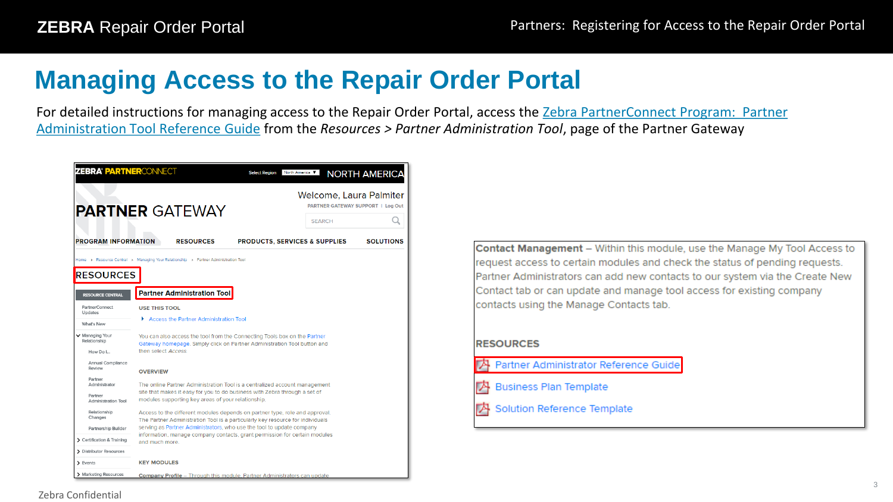# Managing Access to the Repair Order Portal

For detailed instructions for managing access to the Repair Order Portal, access the Zebra PartnerConnect Program: Partner Administration Tool Reference Guide from the *Resources > Partner Administration Tool*, page of the Partner Gateway

ZEBRA PARTNERCONNECT Select Region North America NORTH AMERICA

PARTNER GATEWAY

Welcome, Laura Palmiter

PARTNER GATEWAY SUPPORT | Log Out

SEARCH

PROGRAM INFORMATION RESOURCES PRODUCTS, SERVICES & SUPPLIES SOLUTIONS

Home > Resource Central > Managing Your Relationship > Partner Administration Tool

RESOURCES

RESOURCE CENTRAL

- PartnerConnect Updates
- What's New
- Managing Your Relationship
  - How Do I...
  - Annual Compliance Review
  - Partner Administrator
  - Partner Administration Tool
  - Relationship Changes
  - Partnership Builder
- Certification & Training
- Distributor Resources
- Events
- Marketing Resources

**Partner Administration Tool**

USE THIS TOOL

- Access the Partner Administration Tool

You can also access the tool from the Connecting Tools box on the Partner Gateway homepage. Simply click on Partner Administration Tool button and then select *Access*.

OVERVIEW

The online Partner Administration Tool is a centralized account management site that makes it easy for you to do business with Zebra through a set of modules supporting key areas of your relationship.

Access to the different modules depends on partner type, role and approval. The Partner Administration Tool is a particularly key resource for individuals serving as Partner Administrators, who use the tool to update company information, manage company contacts, grant permission for certain modules and much more.

KEY MODULES

Company Profile – Through this module, Partner Administrators can update

**Contact Management** – Within this module, use the Manage My Tool Access to request access to certain modules and check the status of pending requests. Partner Administrators can add new contacts to our system via the Create New Contact tab or can update and manage tool access for existing company contacts using the Manage Contacts tab.

**RESOURCES**

- Partner Administrator Reference Guide
- Business Plan Template
- Solution Reference Template

Zebra Confidential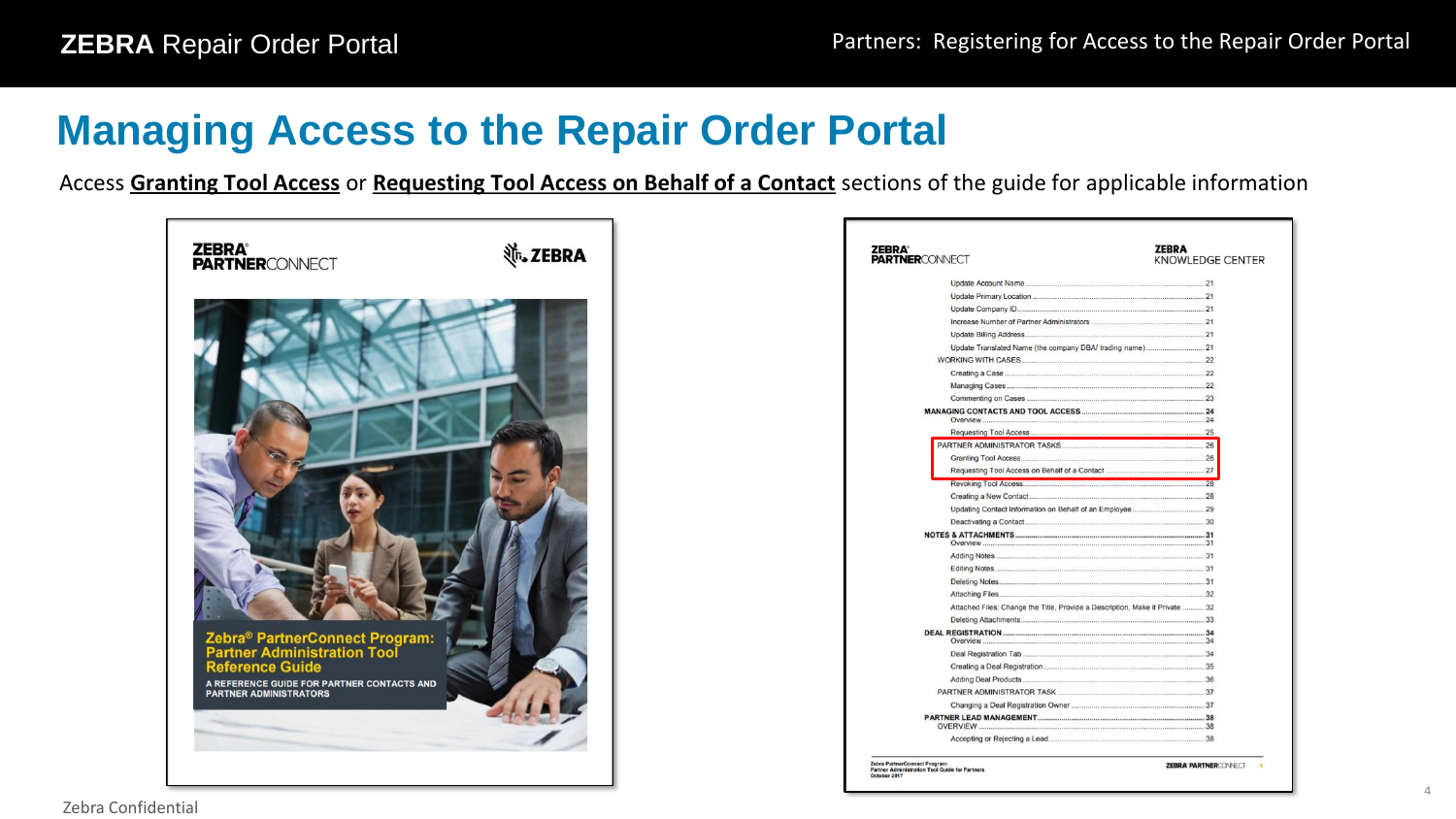# Managing Access to the Repair Order Portal

Access **Granting Tool Access** or **Requesting Tool Access on Behalf of a Contact** sections of the guide for applicable information

**ZEBRA PARTNERCONNECT** — **ZEBRA**

**Zebra® PartnerConnect Program: Partner Administration Tool Reference Guide**

A REFERENCE GUIDE FOR PARTNER CONTACTS AND PARTNER ADMINISTRATORS

**ZEBRA PARTNERCONNECT** — **ZEBRA KNOWLEDGE CENTER**

- Update Account Name ..... 21
- Update Primary Location ..... 21
- Update Company ID ..... 21
- Increase Number of Partner Administrators ..... 21
- Update Billing Address ..... 21
- Update Translated Name (the company DBA/ trading name) ..... 21
- WORKING WITH CASES ..... 22
  - Creating a Case ..... 22
  - Managing Cases ..... 22
  - Commenting on Cases ..... 23
- **MANAGING CONTACTS AND TOOL ACCESS ..... 24**
  - Overview ..... 24
  - Requesting Tool Access ..... 25
- PARTNER ADMINISTRATOR TASKS ..... 26
  - Granting Tool Access ..... 26
  - Requesting Tool Access on Behalf of a Contact ..... 27
  - Revoking Tool Access ..... 28
  - Creating a New Contact ..... 28
  - Updating Contact Information on Behalf of an Employee ..... 29
  - Deactivating a Contact ..... 30
- **NOTES & ATTACHMENTS ..... 31**
  - Overview ..... 31
  - Adding Notes ..... 31
  - Editing Notes ..... 31
  - Deleting Notes ..... 31
  - Attaching Files ..... 32
  - Attached Files: Change the Title, Provide a Description, Make it Private ..... 32
  - Deleting Attachments ..... 33
- **DEAL REGISTRATION ..... 34**
  - Overview ..... 34
  - Deal Registration Tab ..... 34
  - Creating a Deal Registration ..... 35
  - Adding Deal Products ..... 36
- PARTNER ADMINISTRATOR TASK ..... 37
  - Changing a Deal Registration Owner ..... 37
- **PARTNER LEAD MANAGEMENT ..... 38**
- OVERVIEW ..... 38
  - Accepting or Rejecting a Lead ..... 38

Zebra PartnerConnect Program: Partner Administration Tool Guide for Partners October 2017

Zebra Confidential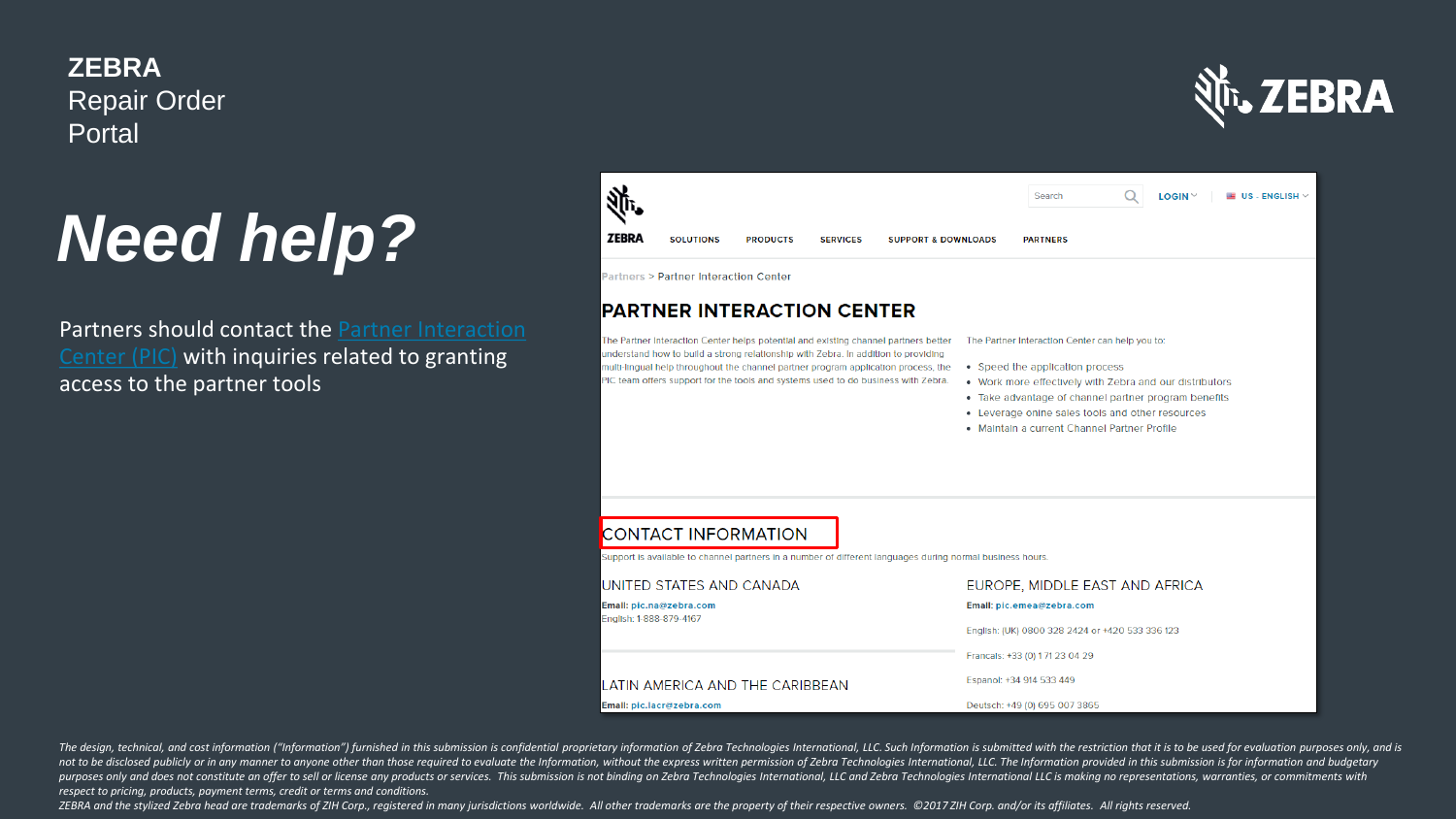**ZEBRA**
Repair Order
Portal

# *Need help?*

Partners should contact the Partner Interaction Center (PIC) with inquiries related to granting access to the partner tools

Search LOGIN US - ENGLISH

ZEBRA SOLUTIONS PRODUCTS SERVICES SUPPORT & DOWNLOADS PARTNERS

Partners > Partner Interaction Center

## PARTNER INTERACTION CENTER

The Partner Interaction Center helps potential and existing channel partners better understand how to build a strong relationship with Zebra. In addition to providing multi-lingual help throughout the channel partner program application process, the PIC team offers support for the tools and systems used to do business with Zebra.

The Partner Interaction Center can help you to:

- Speed the application process
- Work more effectively with Zebra and our distributors
- Take advantage of channel partner program benefits
- Leverage online sales tools and other resources
- Maintain a current Channel Partner Profile

### CONTACT INFORMATION

Support is available to channel partners in a number of different languages during normal business hours.

UNITED STATES AND CANADA

**Email:** pic.na@zebra.com
English: 1-888-879-4167

LATIN AMERICA AND THE CARIBBEAN

**Email:** pic.lacr@zebra.com

EUROPE, MIDDLE EAST AND AFRICA

**Email:** pic.emea@zebra.com

English: (UK) 0800 328 2424 or +420 533 336 123

Francais: +33 (0) 1 71 23 04 29

Espanol: +34 914 533 449

Deutsch: +49 (0) 695 007 3865

*The design, technical, and cost information ("Information") furnished in this submission is confidential proprietary information of Zebra Technologies International, LLC. Such Information is submitted with the restriction that it is to be used for evaluation purposes only, and is not to be disclosed publicly or in any manner to anyone other than those required to evaluate the Information, without the express written permission of Zebra Technologies International, LLC. The Information provided in this submission is for information and budgetary purposes only and does not constitute an offer to sell or license any products or services. This submission is not binding on Zebra Technologies International, LLC and Zebra Technologies International LLC is making no representations, warranties, or commitments with respect to pricing, products, payment terms, credit or terms and conditions.*

*ZEBRA and the stylized Zebra head are trademarks of ZIH Corp., registered in many jurisdictions worldwide. All other trademarks are the property of their respective owners. ©2017 ZIH Corp. and/or its affiliates. All rights reserved.*